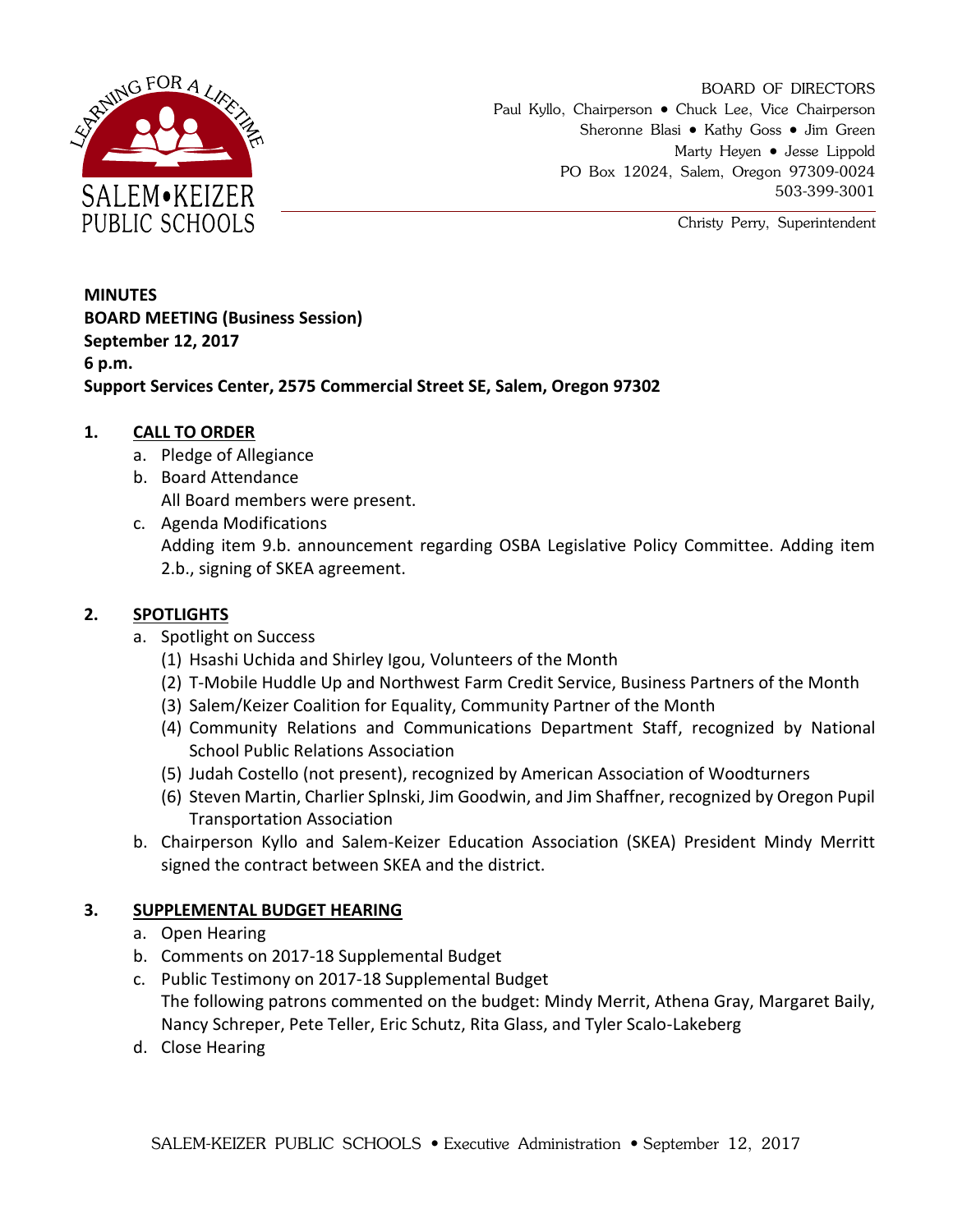SALEM•KEIZER PUBLIC SCHOOLS

LEARNING FOR A LIFETIME

BOARD OF DIRECTORS
Paul Kyllo, Chairperson • Chuck Lee, Vice Chairperson
Sheronne Blasi • Kathy Goss • Jim Green
Marty Heyen • Jesse Lippold
PO Box 12024, Salem, Oregon 97309-0024
503-399-3001

Christy Perry, Superintendent

**MINUTES**
**BOARD MEETING (Business Session)**
**September 12, 2017**
**6 p.m.**
**Support Services Center, 2575 Commercial Street SE, Salem, Oregon 97302**

## 1. CALL TO ORDER

a. Pledge of Allegiance
b. Board Attendance
All Board members were present.
c. Agenda Modifications
Adding item 9.b. announcement regarding OSBA Legislative Policy Committee. Adding item 2.b., signing of SKEA agreement.

## 2. SPOTLIGHTS

a. Spotlight on Success
(1) Hsashi Uchida and Shirley Igou, Volunteers of the Month
(2) T-Mobile Huddle Up and Northwest Farm Credit Service, Business Partners of the Month
(3) Salem/Keizer Coalition for Equality, Community Partner of the Month
(4) Community Relations and Communications Department Staff, recognized by National School Public Relations Association
(5) Judah Costello (not present), recognized by American Association of Woodturners
(6) Steven Martin, Charlier Splnski, Jim Goodwin, and Jim Shaffner, recognized by Oregon Pupil Transportation Association
b. Chairperson Kyllo and Salem-Keizer Education Association (SKEA) President Mindy Merritt signed the contract between SKEA and the district.

## 3. SUPPLEMENTAL BUDGET HEARING

a. Open Hearing
b. Comments on 2017-18 Supplemental Budget
c. Public Testimony on 2017-18 Supplemental Budget
The following patrons commented on the budget: Mindy Merrit, Athena Gray, Margaret Baily, Nancy Schreper, Pete Teller, Eric Schutz, Rita Glass, and Tyler Scalo-Lakeberg
d. Close Hearing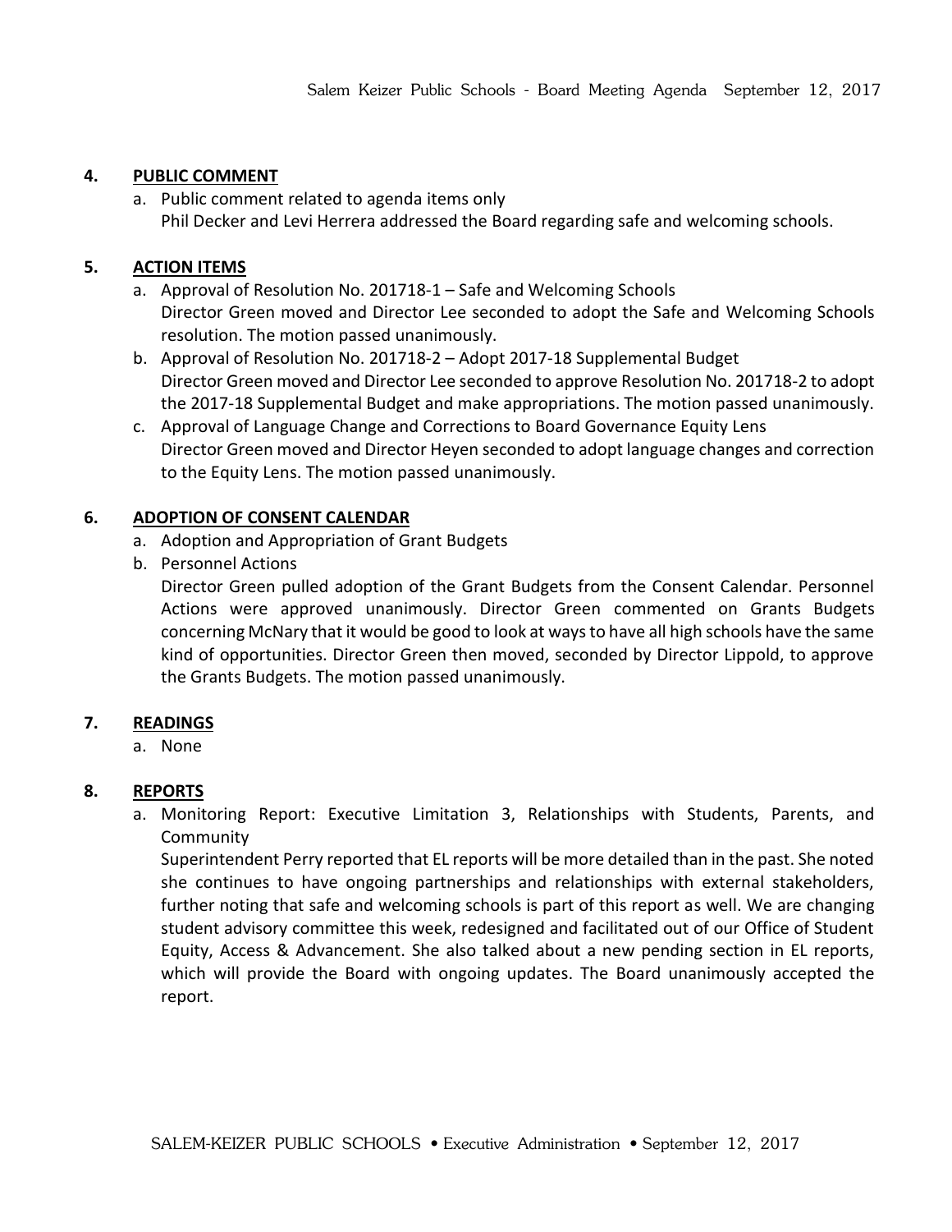## 4. PUBLIC COMMENT

a. Public comment related to agenda items only
   Phil Decker and Levi Herrera addressed the Board regarding safe and welcoming schools.

## 5. ACTION ITEMS

a. Approval of Resolution No. 201718-1 – Safe and Welcoming Schools
   Director Green moved and Director Lee seconded to adopt the Safe and Welcoming Schools resolution. The motion passed unanimously.
b. Approval of Resolution No. 201718-2 – Adopt 2017-18 Supplemental Budget
   Director Green moved and Director Lee seconded to approve Resolution No. 201718-2 to adopt the 2017-18 Supplemental Budget and make appropriations. The motion passed unanimously.
c. Approval of Language Change and Corrections to Board Governance Equity Lens
   Director Green moved and Director Heyen seconded to adopt language changes and correction to the Equity Lens. The motion passed unanimously.

## 6. ADOPTION OF CONSENT CALENDAR

a. Adoption and Appropriation of Grant Budgets
b. Personnel Actions
   Director Green pulled adoption of the Grant Budgets from the Consent Calendar. Personnel Actions were approved unanimously. Director Green commented on Grants Budgets concerning McNary that it would be good to look at ways to have all high schools have the same kind of opportunities. Director Green then moved, seconded by Director Lippold, to approve the Grants Budgets. The motion passed unanimously.

## 7. READINGS

a. None

## 8. REPORTS

a. Monitoring Report: Executive Limitation 3, Relationships with Students, Parents, and Community
   Superintendent Perry reported that EL reports will be more detailed than in the past. She noted she continues to have ongoing partnerships and relationships with external stakeholders, further noting that safe and welcoming schools is part of this report as well. We are changing student advisory committee this week, redesigned and facilitated out of our Office of Student Equity, Access & Advancement. She also talked about a new pending section in EL reports, which will provide the Board with ongoing updates. The Board unanimously accepted the report.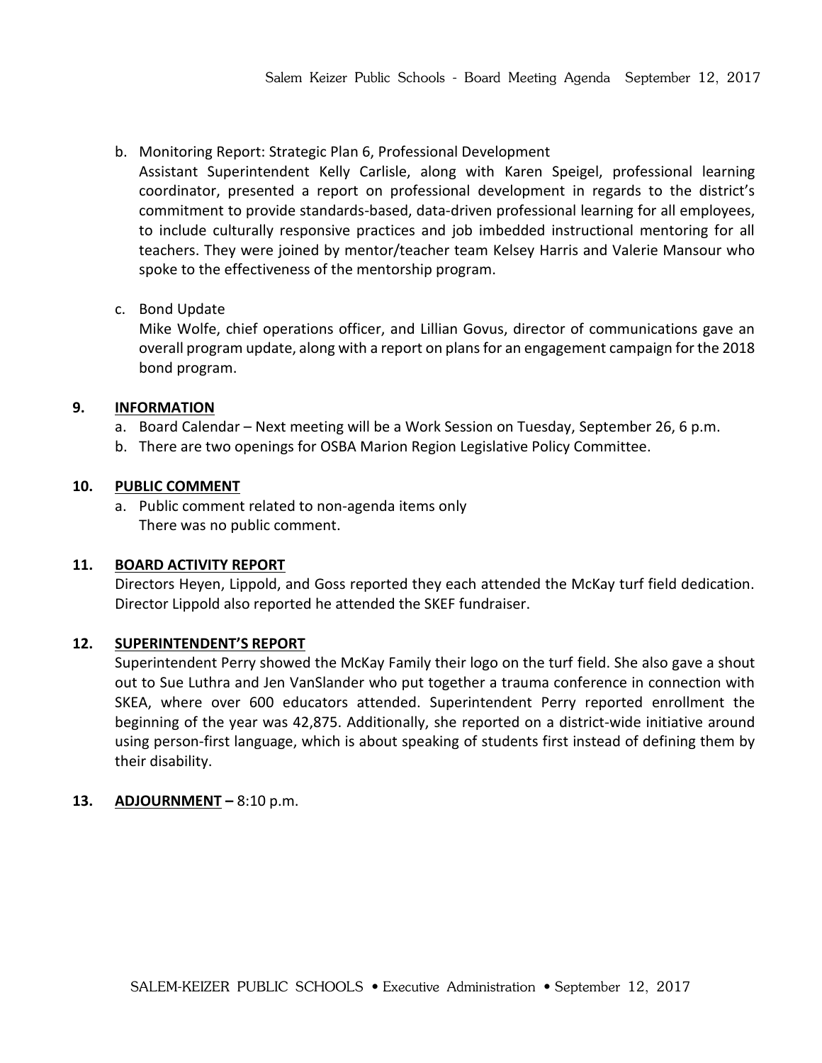b. Monitoring Report: Strategic Plan 6, Professional Development
   Assistant Superintendent Kelly Carlisle, along with Karen Speigel, professional learning coordinator, presented a report on professional development in regards to the district's commitment to provide standards-based, data-driven professional learning for all employees, to include culturally responsive practices and job imbedded instructional mentoring for all teachers. They were joined by mentor/teacher team Kelsey Harris and Valerie Mansour who spoke to the effectiveness of the mentorship program.

c. Bond Update
   Mike Wolfe, chief operations officer, and Lillian Govus, director of communications gave an overall program update, along with a report on plans for an engagement campaign for the 2018 bond program.

**9. <u>INFORMATION</u>**

a. Board Calendar – Next meeting will be a Work Session on Tuesday, September 26, 6 p.m.
b. There are two openings for OSBA Marion Region Legislative Policy Committee.

**10. <u>PUBLIC COMMENT</u>**

a. Public comment related to non-agenda items only
   There was no public comment.

**11. <u>BOARD ACTIVITY REPORT</u>**

Directors Heyen, Lippold, and Goss reported they each attended the McKay turf field dedication. Director Lippold also reported he attended the SKEF fundraiser.

**12. <u>SUPERINTENDENT'S REPORT</u>**

Superintendent Perry showed the McKay Family their logo on the turf field. She also gave a shout out to Sue Luthra and Jen VanSlander who put together a trauma conference in connection with SKEA, where over 600 educators attended. Superintendent Perry reported enrollment the beginning of the year was 42,875. Additionally, she reported on a district-wide initiative around using person-first language, which is about speaking of students first instead of defining them by their disability.

**13. <u>ADJOURNMENT</u> –** 8:10 p.m.